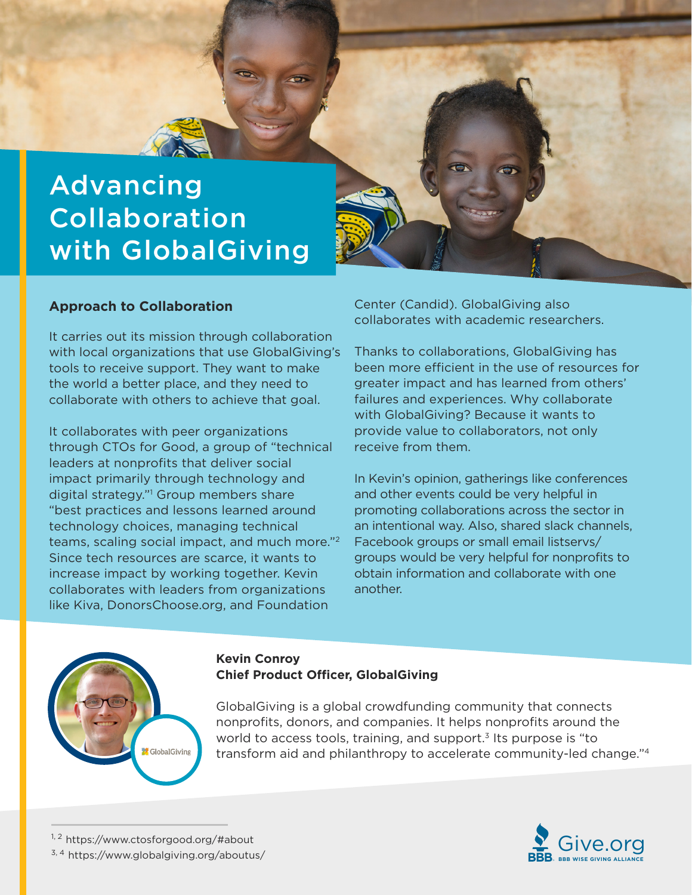# Advancing Collaboration with GlobalGiving

## Approach to Collaboration

It carries out its mission through collaboration with local organizations that use GlobalGiving's tools to receive support. They want to make the world a better place, and they need to collaborate with others to achieve that goal.

It collaborates with peer organizations through CTOs for Good, a group of "technical leaders at nonprofits that deliver social impact primarily through technology and digital strategy."[1] Group members share "best practices and lessons learned around technology choices, managing technical teams, scaling social impact, and much more."[2] Since tech resources are scarce, it wants to increase impact by working together. Kevin collaborates with leaders from organizations like Kiva, DonorsChoose.org, and Foundation Center (Candid). GlobalGiving also collaborates with academic researchers.

Thanks to collaborations, GlobalGiving has been more efficient in the use of resources for greater impact and has learned from others' failures and experiences. Why collaborate with GlobalGiving? Because it wants to provide value to collaborators, not only receive from them.

In Kevin's opinion, gatherings like conferences and other events could be very helpful in promoting collaborations across the sector in an intentional way. Also, shared slack channels, Facebook groups or small email listservs/groups would be very helpful for nonprofits to obtain information and collaborate with one another.

**Kevin Conroy**
**Chief Product Officer, GlobalGiving**

GlobalGiving is a global crowdfunding community that connects nonprofits, donors, and companies. It helps nonprofits around the world to access tools, training, and support.[3] Its purpose is "to transform aid and philanthropy to accelerate community-led change."[4]

[1, 2] https://www.ctosforgood.org/#about
[3, 4] https://www.globalgiving.org/aboutus/

Give.org BBB WISE GIVING ALLIANCE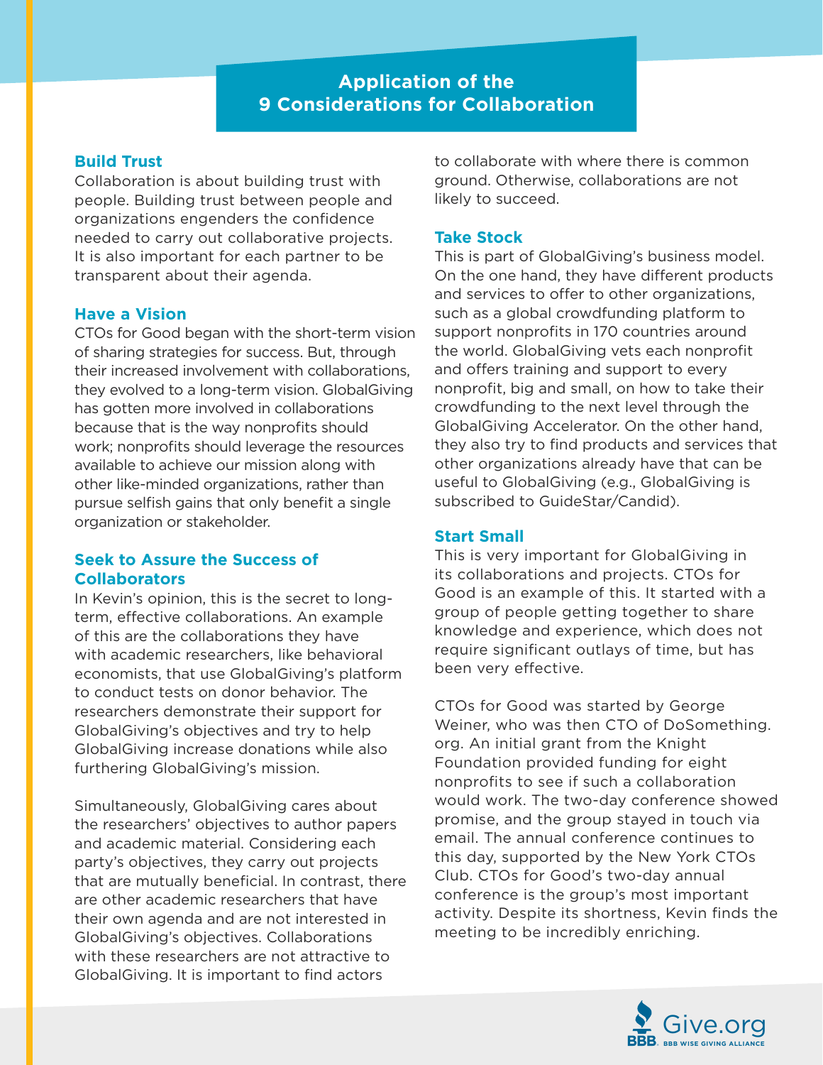# Application of the 9 Considerations for Collaboration

### Build Trust

Collaboration is about building trust with people. Building trust between people and organizations engenders the confidence needed to carry out collaborative projects. It is also important for each partner to be transparent about their agenda.

### Have a Vision

CTOs for Good began with the short-term vision of sharing strategies for success. But, through their increased involvement with collaborations, they evolved to a long-term vision. GlobalGiving has gotten more involved in collaborations because that is the way nonprofits should work; nonprofits should leverage the resources available to achieve our mission along with other like-minded organizations, rather than pursue selfish gains that only benefit a single organization or stakeholder.

### Seek to Assure the Success of Collaborators

In Kevin's opinion, this is the secret to long-term, effective collaborations. An example of this are the collaborations they have with academic researchers, like behavioral economists, that use GlobalGiving's platform to conduct tests on donor behavior. The researchers demonstrate their support for GlobalGiving's objectives and try to help GlobalGiving increase donations while also furthering GlobalGiving's mission.

Simultaneously, GlobalGiving cares about the researchers' objectives to author papers and academic material. Considering each party's objectives, they carry out projects that are mutually beneficial. In contrast, there are other academic researchers that have their own agenda and are not interested in GlobalGiving's objectives. Collaborations with these researchers are not attractive to GlobalGiving. It is important to find actors to collaborate with where there is common ground. Otherwise, collaborations are not likely to succeed.

### Take Stock

This is part of GlobalGiving's business model. On the one hand, they have different products and services to offer to other organizations, such as a global crowdfunding platform to support nonprofits in 170 countries around the world. GlobalGiving vets each nonprofit and offers training and support to every nonprofit, big and small, on how to take their crowdfunding to the next level through the GlobalGiving Accelerator. On the other hand, they also try to find products and services that other organizations already have that can be useful to GlobalGiving (e.g., GlobalGiving is subscribed to GuideStar/Candid).

### Start Small

This is very important for GlobalGiving in its collaborations and projects. CTOs for Good is an example of this. It started with a group of people getting together to share knowledge and experience, which does not require significant outlays of time, but has been very effective.

CTOs for Good was started by George Weiner, who was then CTO of DoSomething.org. An initial grant from the Knight Foundation provided funding for eight nonprofits to see if such a collaboration would work. The two-day conference showed promise, and the group stayed in touch via email. The annual conference continues to this day, supported by the New York CTOs Club. CTOs for Good's two-day annual conference is the group's most important activity. Despite its shortness, Kevin finds the meeting to be incredibly enriching.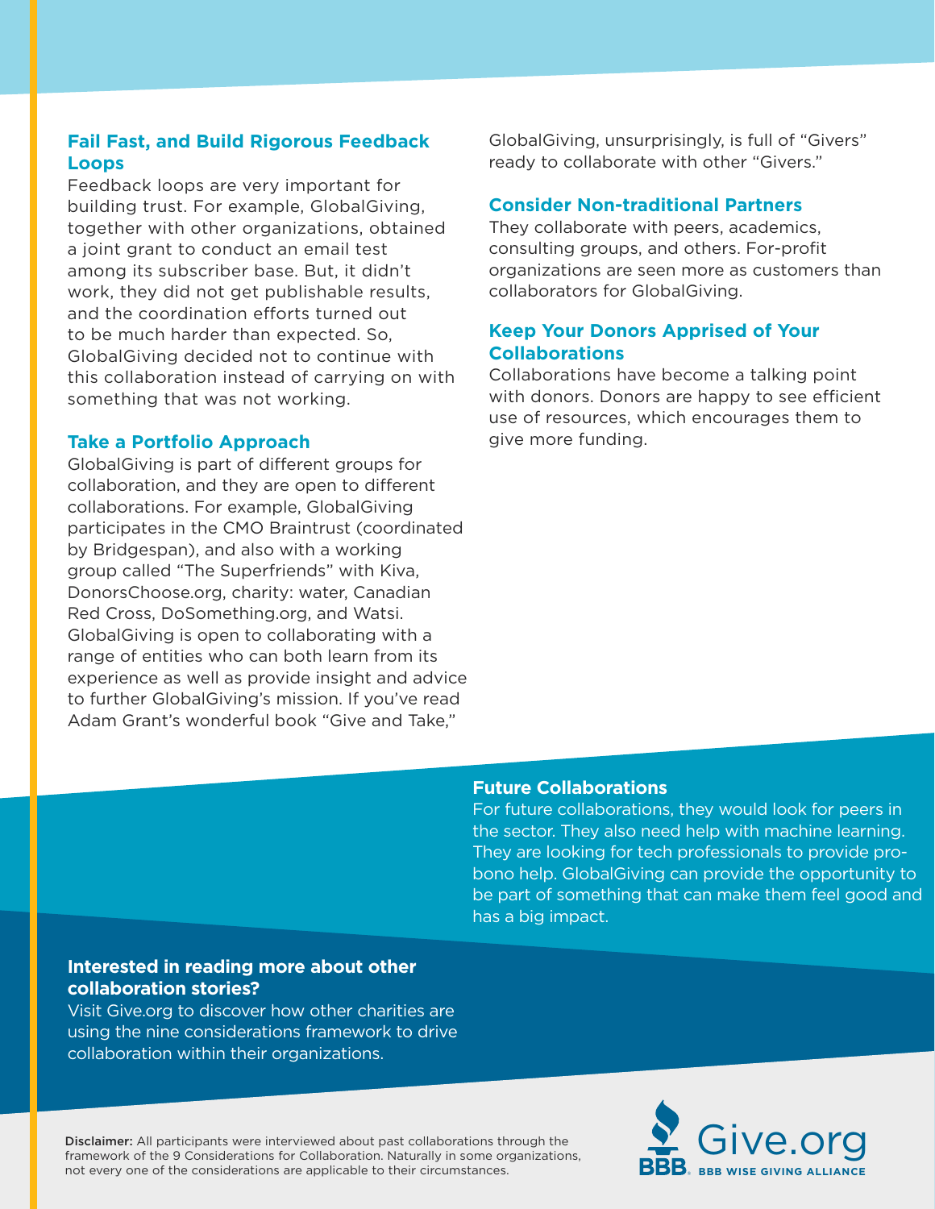### Fail Fast, and Build Rigorous Feedback Loops

Feedback loops are very important for building trust. For example, GlobalGiving, together with other organizations, obtained a joint grant to conduct an email test among its subscriber base. But, it didn't work, they did not get publishable results, and the coordination efforts turned out to be much harder than expected. So, GlobalGiving decided not to continue with this collaboration instead of carrying on with something that was not working.

### Take a Portfolio Approach

GlobalGiving is part of different groups for collaboration, and they are open to different collaborations. For example, GlobalGiving participates in the CMO Braintrust (coordinated by Bridgespan), and also with a working group called "The Superfriends" with Kiva, DonorsChoose.org, charity: water, Canadian Red Cross, DoSomething.org, and Watsi. GlobalGiving is open to collaborating with a range of entities who can both learn from its experience as well as provide insight and advice to further GlobalGiving's mission. If you've read Adam Grant's wonderful book "Give and Take," GlobalGiving, unsurprisingly, is full of "Givers" ready to collaborate with other "Givers."

### Consider Non-traditional Partners

They collaborate with peers, academics, consulting groups, and others. For-profit organizations are seen more as customers than collaborators for GlobalGiving.

### Keep Your Donors Apprised of Your Collaborations

Collaborations have become a talking point with donors. Donors are happy to see efficient use of resources, which encourages them to give more funding.

### Future Collaborations

For future collaborations, they would look for peers in the sector. They also need help with machine learning. They are looking for tech professionals to provide pro-bono help. GlobalGiving can provide the opportunity to be part of something that can make them feel good and has a big impact.

### Interested in reading more about other collaboration stories?

Visit Give.org to discover how other charities are using the nine considerations framework to drive collaboration within their organizations.

**Disclaimer:** All participants were interviewed about past collaborations through the framework of the 9 Considerations for Collaboration. Naturally in some organizations, not every one of the considerations are applicable to their circumstances.

Give.org
BBB WISE GIVING ALLIANCE